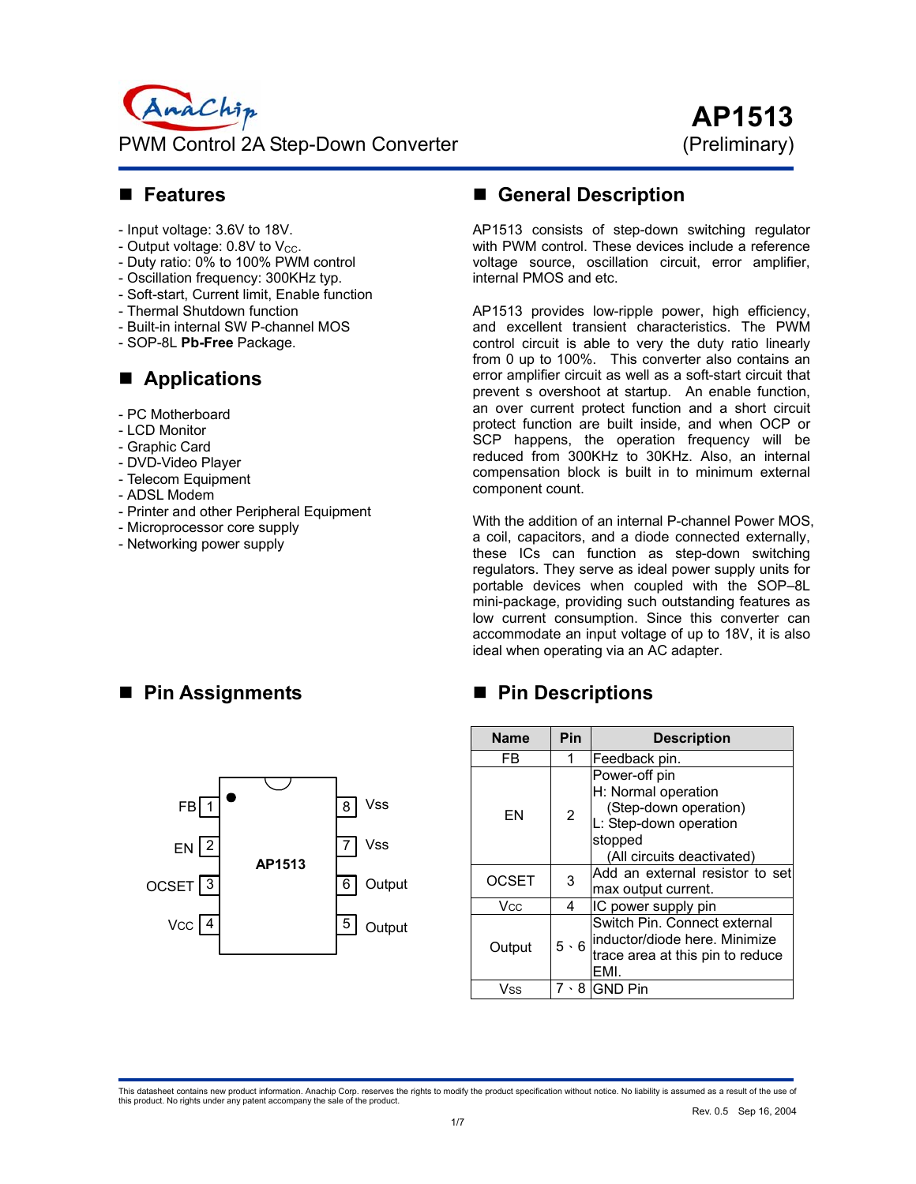# AP1513

PWM Control 2A Step-Down Converter

(Preliminary)

## ■ Features

- Input voltage: 3.6V to 18V.
- Output voltage: 0.8V to $V_{CC}$.
- Duty ratio: 0% to 100% PWM control
- Oscillation frequency: 300KHz typ.
- Soft-start, Current limit, Enable function
- Thermal Shutdown function
- Built-in internal SW P-channel MOS
- SOP-8L **Pb-Free** Package.

## ■ Applications

- PC Motherboard
- LCD Monitor
- Graphic Card
- DVD-Video Player
- Telecom Equipment
- ADSL Modem
- Printer and other Peripheral Equipment
- Microprocessor core supply
- Networking power supply

## ■ General Description

AP1513 consists of step-down switching regulator with PWM control. These devices include a reference voltage source, oscillation circuit, error amplifier, internal PMOS and etc.

AP1513 provides low-ripple power, high efficiency, and excellent transient characteristics. The PWM control circuit is able to very the duty ratio linearly from 0 up to 100%. This converter also contains an error amplifier circuit as well as a soft-start circuit that prevent s overshoot at startup. An enable function, an over current protect function and a short circuit protect function are built inside, and when OCP or SCP happens, the operation frequency will be reduced from 300KHz to 30KHz. Also, an internal compensation block is built in to minimum external component count.

With the addition of an internal P-channel Power MOS, a coil, capacitors, and a diode connected externally, these ICs can function as step-down switching regulators. They serve as ideal power supply units for portable devices when coupled with the SOP–8L mini-package, providing such outstanding features as low current consumption. Since this converter can accommodate an input voltage of up to 18V, it is also ideal when operating via an AC adapter.

## ■ Pin Assignments

| Pin | Name | | Pin | Name |
|---|---|---|---|---|
| 1 | FB | AP1513 | 8 | Vss |
| 2 | EN | | 7 | Vss |
| 3 | OCSET | | 6 | Output |
| 4 | Vcc | | 5 | Output |

## ■ Pin Descriptions

| Name | Pin | Description |
|---|---|---|
| FB | 1 | Feedback pin. |
| EN | 2 | Power-off pin<br>H: Normal operation<br>(Step-down operation)<br>L: Step-down operation stopped<br>(All circuits deactivated) |
| OCSET | 3 | Add an external resistor to set max output current. |
| Vcc | 4 | IC power supply pin |
| Output | 5、6 | Switch Pin. Connect external inductor/diode here. Minimize trace area at this pin to reduce EMI. |
| Vss | 7、8 | GND Pin |

This datasheet contains new product information. Anachip Corp. reserves the rights to modify the product specification without notice. No liability is assumed as a result of the use of this product. No rights under any patent accompany the sale of the product.

Rev. 0.5 Sep 16, 2004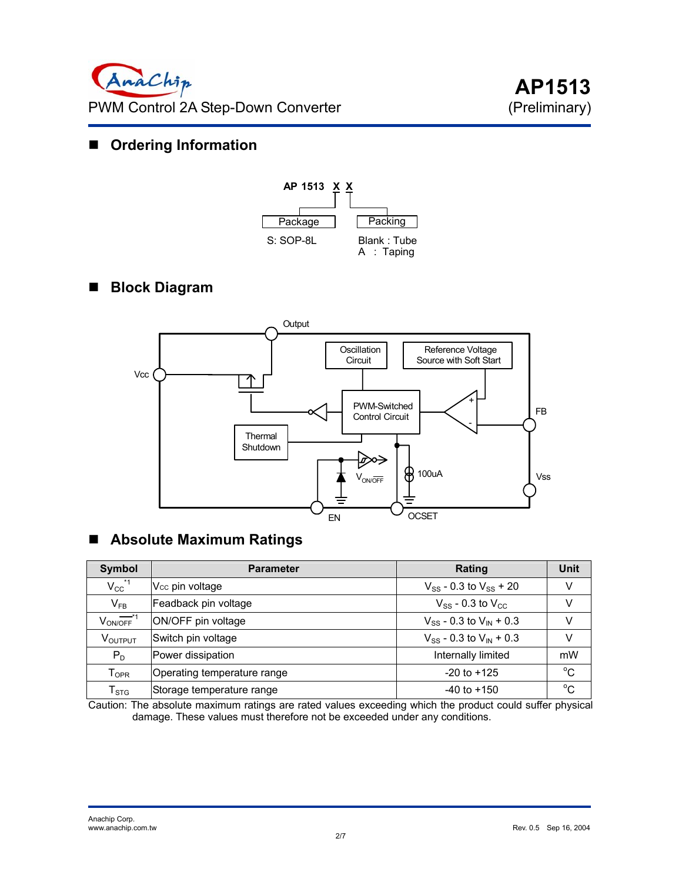## Ordering Information

AP 1513 X X

- Package: S: SOP-8L
- Packing: Blank : Tube; A : Taping

## Block Diagram

Output

Oscillation Circuit

Reference Voltage Source with Soft Start

Vcc

PWM-Switched Control Circuit

FB

Thermal Shutdown

$V_{ON/\overline{OFF}}$

100uA

Vss

EN

OCSET

## Absolute Maximum Ratings

| Symbol | Parameter | Rating | Unit |
|---|---|---|---|
| $V_{CC}$ *1 | $V_{CC}$ pin voltage | $V_{SS}$ - 0.3 to $V_{SS}$ + 20 | V |
| $V_{FB}$ | Feedback pin voltage | $V_{SS}$ - 0.3 to $V_{CC}$ | V |
| $V_{ON/\overline{OFF}}$ *1 | ON/OFF pin voltage | $V_{SS}$ - 0.3 to $V_{IN}$ + 0.3 | V |
| $V_{OUTPUT}$ | Switch pin voltage | $V_{SS}$ - 0.3 to $V_{IN}$ + 0.3 | V |
| $P_D$ | Power dissipation | Internally limited | mW |
| $T_{OPR}$ | Operating temperature range | -20 to +125 | °C |
| $T_{STG}$ | Storage temperature range | -40 to +150 | °C |

Caution: The absolute maximum ratings are rated values exceeding which the product could suffer physical damage. These values must therefore not be exceeded under any conditions.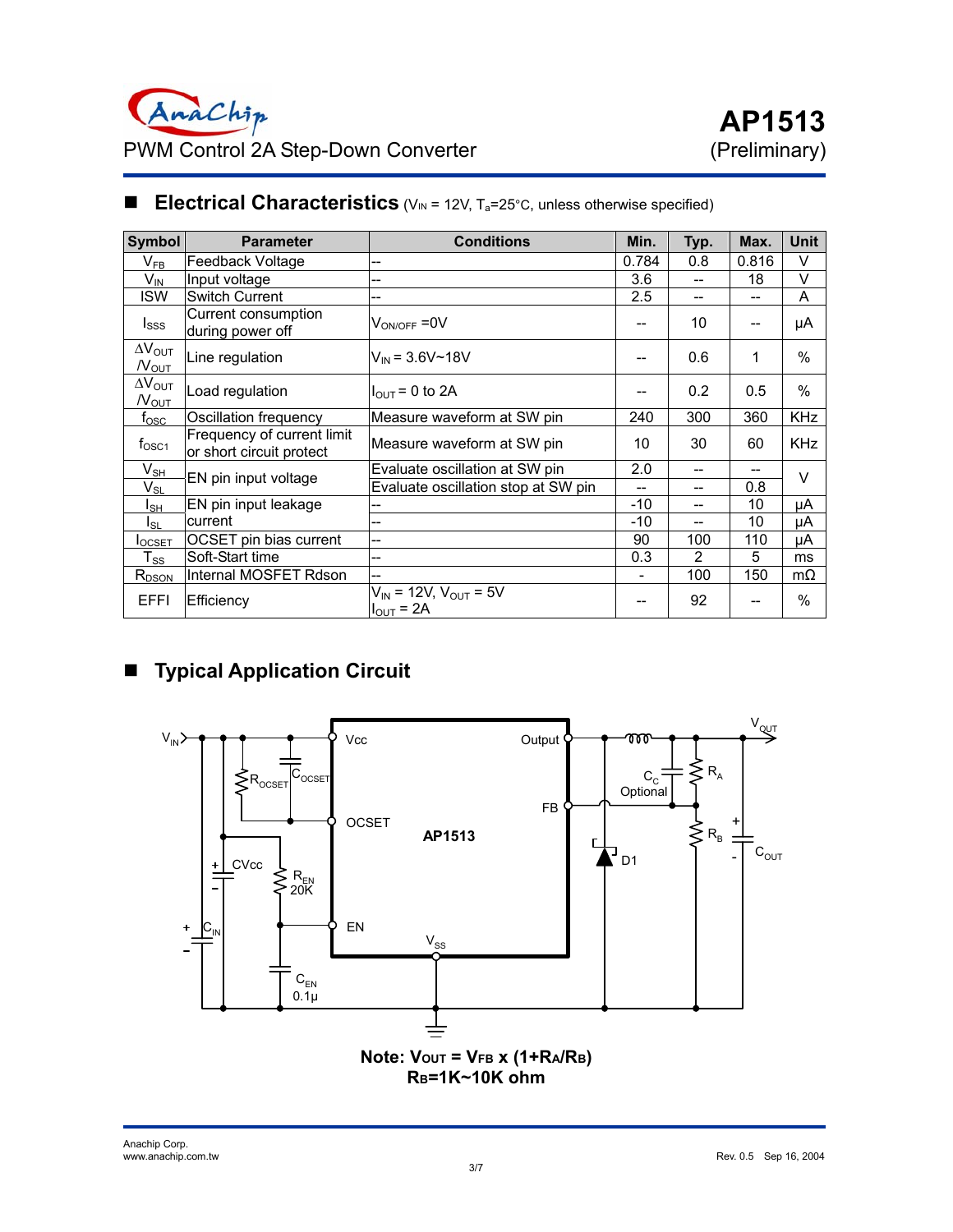## Electrical Characteristics ($V_{IN}$ = 12V, $T_a$=25°C, unless otherwise specified)

| Symbol | Parameter | Conditions | Min. | Typ. | Max. | Unit |
|---|---|---|---|---|---|---|
| $V_{FB}$ | Feedback Voltage | -- | 0.784 | 0.8 | 0.816 | V |
| $V_{IN}$ | Input voltage | -- | 3.6 | -- | 18 | V |
| ISW | Switch Current | -- | 2.5 | -- | -- | A |
| $I_{SSS}$ | Current consumption during power off | $V_{ON/OFF}$ =0V | -- | 10 | -- | μA |
| $\Delta V_{OUT}/V_{OUT}$ | Line regulation | $V_{IN}$ = 3.6V~18V | -- | 0.6 | 1 | % |
| $\Delta V_{OUT}/V_{OUT}$ | Load regulation | $I_{OUT}$ = 0 to 2A | -- | 0.2 | 0.5 | % |
| $f_{OSC}$ | Oscillation frequency | Measure waveform at SW pin | 240 | 300 | 360 | KHz |
| $f_{OSC1}$ | Frequency of current limit or short circuit protect | Measure waveform at SW pin | 10 | 30 | 60 | KHz |
| $V_{SH}$ | EN pin input voltage | Evaluate oscillation at SW pin | 2.0 | -- | -- | V |
| $V_{SL}$ | | Evaluate oscillation stop at SW pin | -- | -- | 0.8 | |
| $I_{SH}$ | EN pin input leakage current | -- | -10 | -- | 10 | μA |
| $I_{SL}$ | | -- | -10 | -- | 10 | μA |
| $I_{OCSET}$ | OCSET pin bias current | -- | 90 | 100 | 110 | μA |
| $T_{SS}$ | Soft-Start time | -- | 0.3 | 2 | 5 | ms |
| $R_{DSON}$ | Internal MOSFET Rdson | -- | - | 100 | 150 | mΩ |
| EFFI | Efficiency | $V_{IN}$ = 12V, $V_{OUT}$ = 5V $I_{OUT}$ = 2A | -- | 92 | -- | % |

## Typical Application Circuit

**Note: $V_{OUT} = V_{FB} \times (1+R_A/R_B)$**
**$R_B$=1K~10K ohm**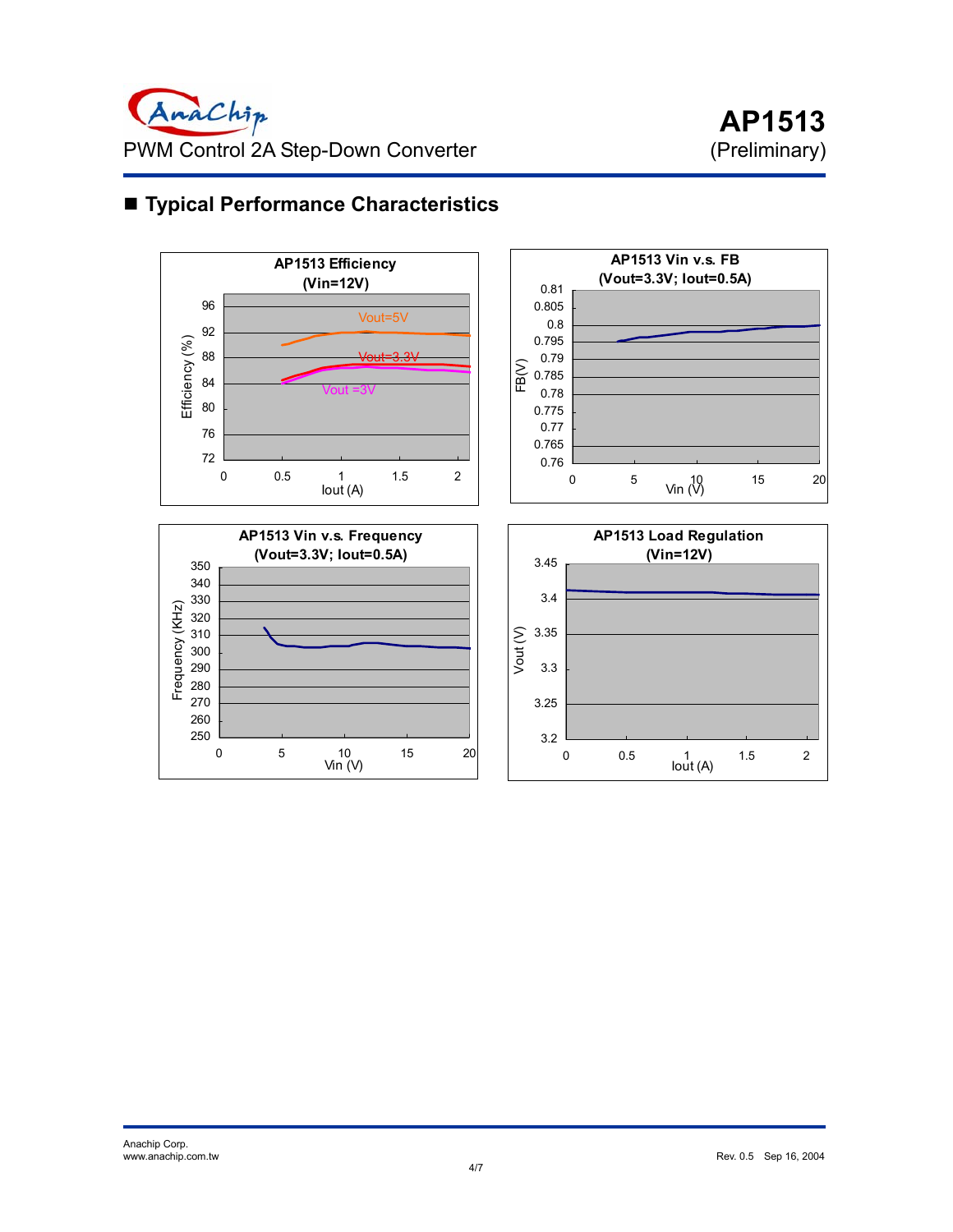## Typical Performance Characteristics

**AP1513 Efficiency (Vin=12V)**

Efficiency (%) vs. Iout (A)

Vout=5V

Vout=3.3V

Vout =3V

**AP1513 Vin v.s. FB (Vout=3.3V; Iout=0.5A)**

FB(V) vs. Vin (V)

**AP1513 Vin v.s. Frequency (Vout=3.3V; Iout=0.5A)**

Frequency (KHz) vs. Vin (V)

**AP1513 Load Regulation (Vin=12V)**

Vout (V) vs. Iout (A)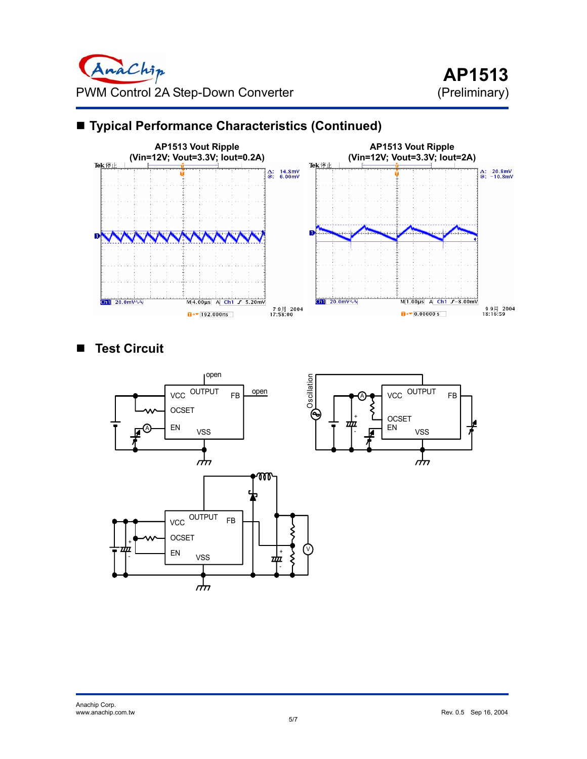## Typical Performance Characteristics (Continued)

**AP1513 Vout Ripple (Vin=12V; Vout=3.3V; Iout=0.2A)**

**AP1513 Vout Ripple (Vin=12V; Vout=3.3V; Iout=2A)**

## Test Circuit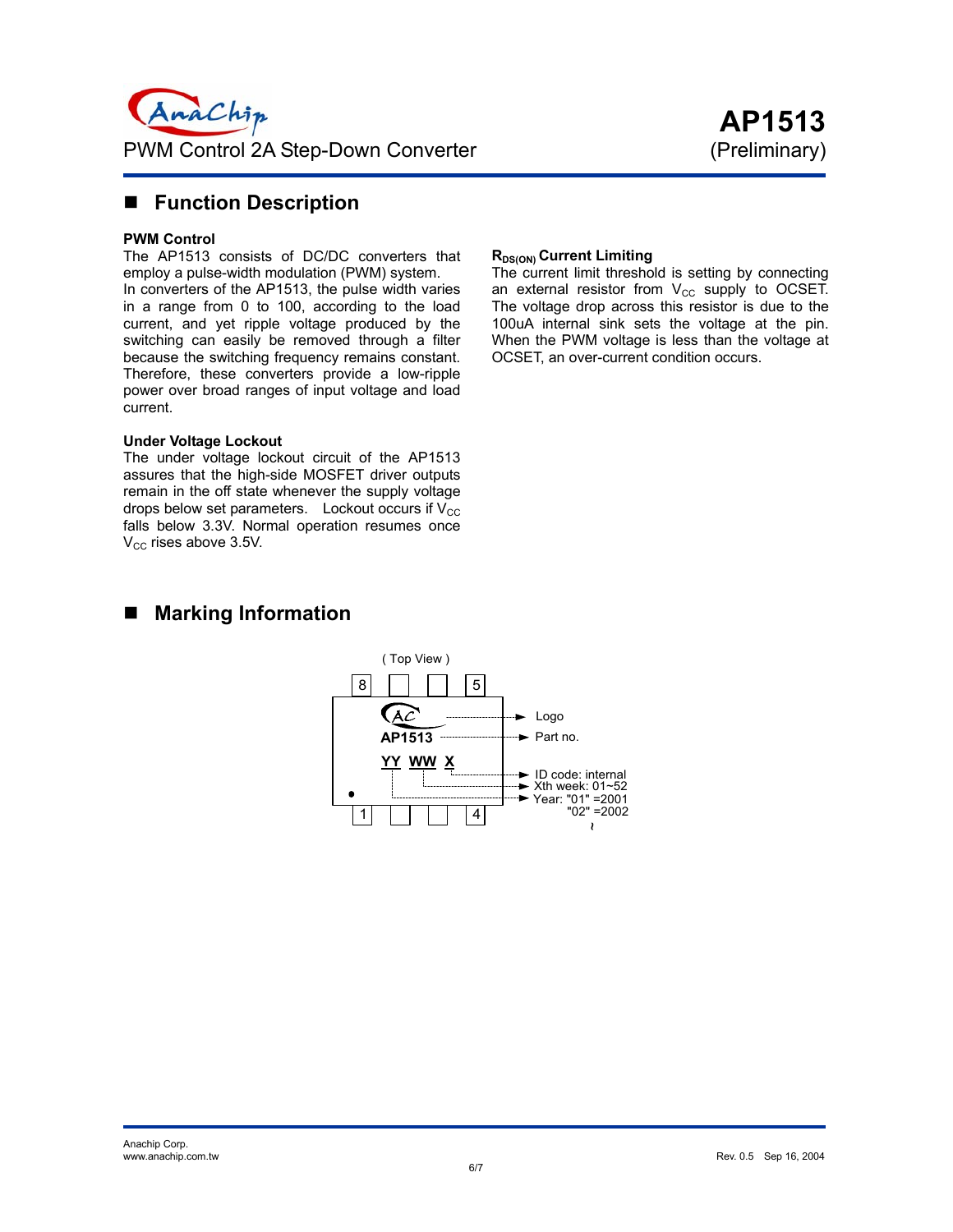## Function Description

**PWM Control**

The AP1513 consists of DC/DC converters that employ a pulse-width modulation (PWM) system.
In converters of the AP1513, the pulse width varies in a range from 0 to 100, according to the load current, and yet ripple voltage produced by the switching can easily be removed through a filter because the switching frequency remains constant. Therefore, these converters provide a low-ripple power over broad ranges of input voltage and load current.

**Under Voltage Lockout**

The under voltage lockout circuit of the AP1513 assures that the high-side MOSFET driver outputs remain in the off state whenever the supply voltage drops below set parameters. Lockout occurs if $V_{CC}$ falls below 3.3V. Normal operation resumes once $V_{CC}$ rises above 3.5V.

**$R_{DS(ON)}$ Current Limiting**

The current limit threshold is setting by connecting an external resistor from $V_{CC}$ supply to OCSET. The voltage drop across this resistor is due to the 100uA internal sink sets the voltage at the pin. When the PWM voltage is less than the voltage at OCSET, an over-current condition occurs.

## Marking Information

( Top View )

Pins 8 – 5 (top), 1 – 4 (bottom)

- Logo
- AP1513 → Part no.
- YY WW X
  - X → ID code: internal
  - WW → Xth week: 01~52
  - YY → Year: "01" =2001, "02" =2002, ~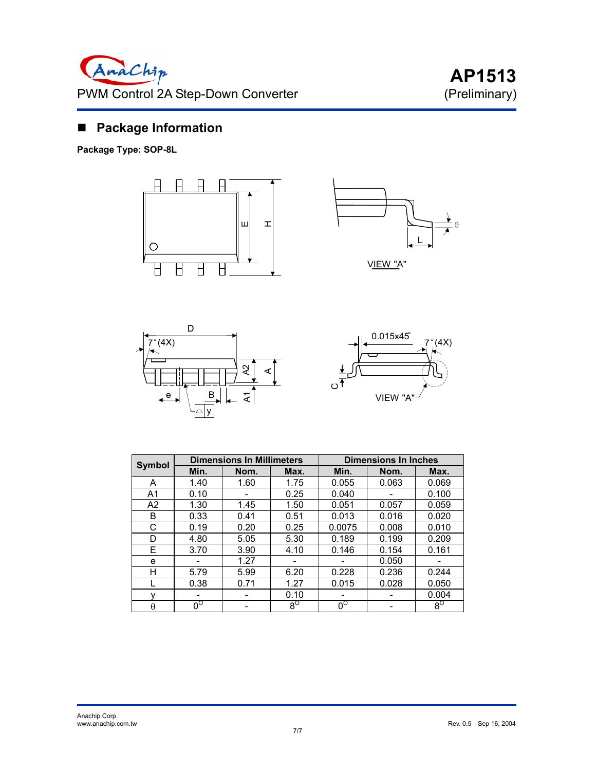## Package Information

**Package Type: SOP-8L**

E
H
L
θ
VIEW "A"

D
7°(4X)
A2
A
e
B
A1
y

0.015x45°
7°(4X)
C
VIEW "A"

| Symbol | Dimensions In Millimeters | | | Dimensions In Inches | | |
|---|---|---|---|---|---|---|
| | Min. | Nom. | Max. | Min. | Nom. | Max. |
| A | 1.40 | 1.60 | 1.75 | 0.055 | 0.063 | 0.069 |
| A1 | 0.10 | - | 0.25 | 0.040 | - | 0.100 |
| A2 | 1.30 | 1.45 | 1.50 | 0.051 | 0.057 | 0.059 |
| B | 0.33 | 0.41 | 0.51 | 0.013 | 0.016 | 0.020 |
| C | 0.19 | 0.20 | 0.25 | 0.0075 | 0.008 | 0.010 |
| D | 4.80 | 5.05 | 5.30 | 0.189 | 0.199 | 0.209 |
| E | 3.70 | 3.90 | 4.10 | 0.146 | 0.154 | 0.161 |
| e | - | 1.27 | - | - | 0.050 | - |
| H | 5.79 | 5.99 | 6.20 | 0.228 | 0.236 | 0.244 |
| L | 0.38 | 0.71 | 1.27 | 0.015 | 0.028 | 0.050 |
| y | - | - | 0.10 | - | - | 0.004 |
| θ | 0° | - | 8° | 0° | - | 8° |